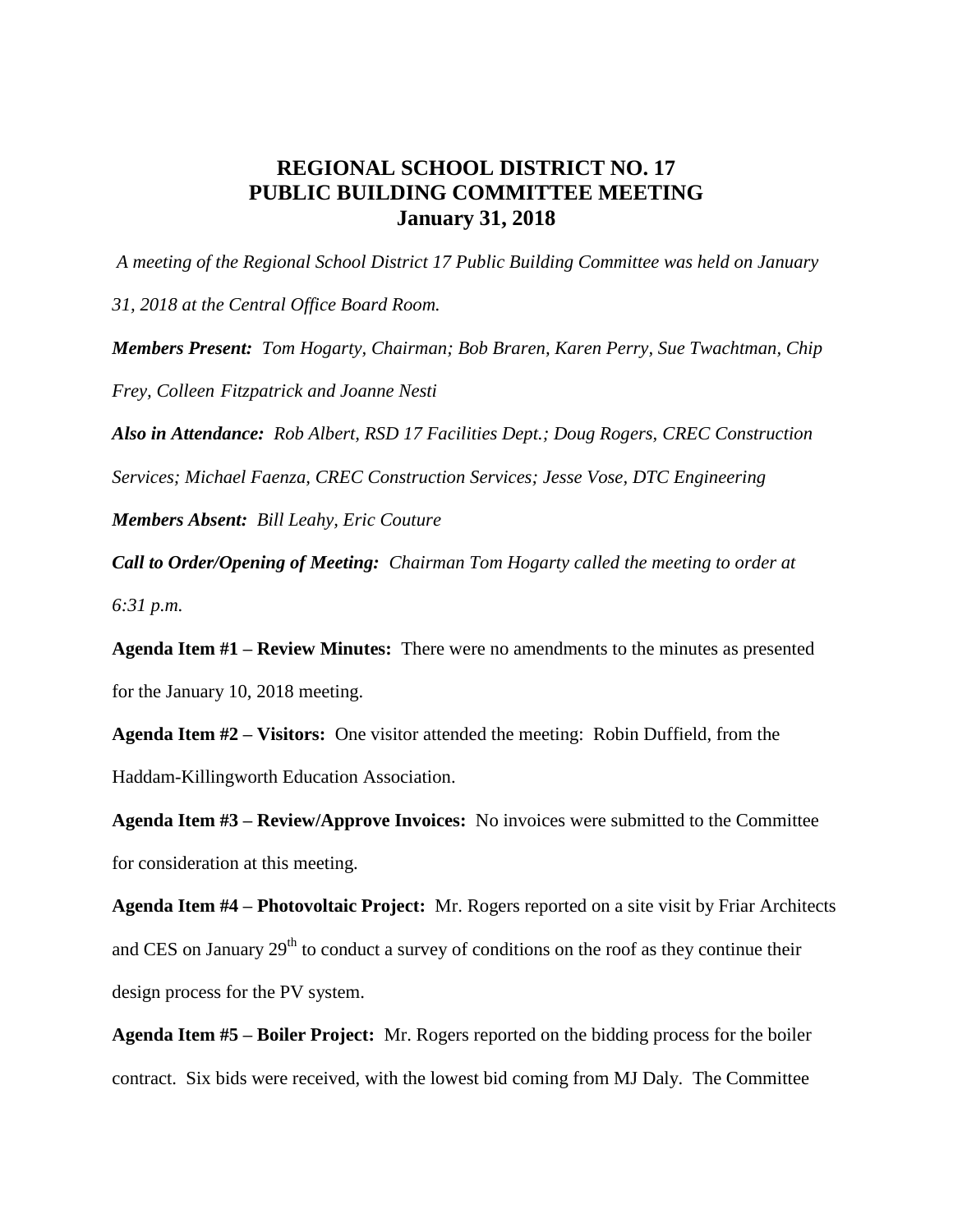# REGIONAL SCHOOL DISTRICT NO. 17
# PUBLIC BUILDING COMMITTEE MEETING
# January 31, 2018

*A meeting of the Regional School District 17 Public Building Committee was held on January 31, 2018 at the Central Office Board Room.*

***Members Present:*** *Tom Hogarty, Chairman; Bob Braren, Karen Perry, Sue Twachtman, Chip Frey, Colleen Fitzpatrick and Joanne Nesti*

***Also in Attendance:*** *Rob Albert, RSD 17 Facilities Dept.; Doug Rogers, CREC Construction Services; Michael Faenza, CREC Construction Services; Jesse Vose, DTC Engineering*

***Members Absent:*** *Bill Leahy, Eric Couture*

***Call to Order/Opening of Meeting:*** *Chairman Tom Hogarty called the meeting to order at 6:31 p.m.*

**Agenda Item #1 – Review Minutes:** There were no amendments to the minutes as presented for the January 10, 2018 meeting.

**Agenda Item #2 – Visitors:** One visitor attended the meeting: Robin Duffield, from the Haddam-Killingworth Education Association.

**Agenda Item #3 – Review/Approve Invoices:** No invoices were submitted to the Committee for consideration at this meeting.

**Agenda Item #4 – Photovoltaic Project:** Mr. Rogers reported on a site visit by Friar Architects and CES on January 29th to conduct a survey of conditions on the roof as they continue their design process for the PV system.

**Agenda Item #5 – Boiler Project:** Mr. Rogers reported on the bidding process for the boiler contract. Six bids were received, with the lowest bid coming from MJ Daly. The Committee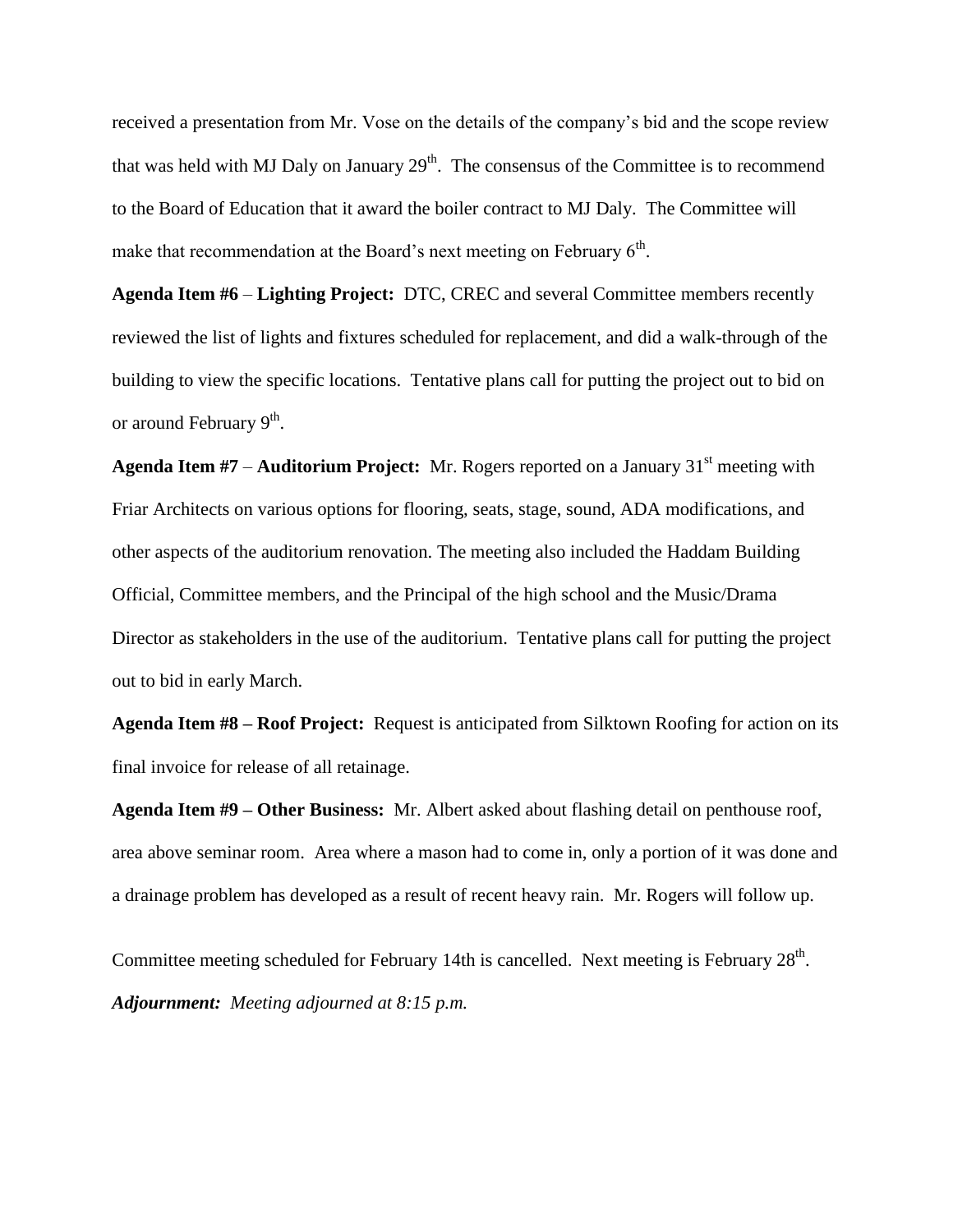received a presentation from Mr. Vose on the details of the company's bid and the scope review that was held with MJ Daly on January 29th. The consensus of the Committee is to recommend to the Board of Education that it award the boiler contract to MJ Daly. The Committee will make that recommendation at the Board's next meeting on February 6th.

**Agenda Item #6** – **Lighting Project:** DTC, CREC and several Committee members recently reviewed the list of lights and fixtures scheduled for replacement, and did a walk-through of the building to view the specific locations. Tentative plans call for putting the project out to bid on or around February 9th.

**Agenda Item #7** – **Auditorium Project:** Mr. Rogers reported on a January 31st meeting with Friar Architects on various options for flooring, seats, stage, sound, ADA modifications, and other aspects of the auditorium renovation. The meeting also included the Haddam Building Official, Committee members, and the Principal of the high school and the Music/Drama Director as stakeholders in the use of the auditorium. Tentative plans call for putting the project out to bid in early March.

**Agenda Item #8 – Roof Project:** Request is anticipated from Silktown Roofing for action on its final invoice for release of all retainage.

**Agenda Item #9 – Other Business:** Mr. Albert asked about flashing detail on penthouse roof, area above seminar room. Area where a mason had to come in, only a portion of it was done and a drainage problem has developed as a result of recent heavy rain. Mr. Rogers will follow up.

Committee meeting scheduled for February 14th is cancelled. Next meeting is February 28th.

***Adjournment:*** *Meeting adjourned at 8:15 p.m.*